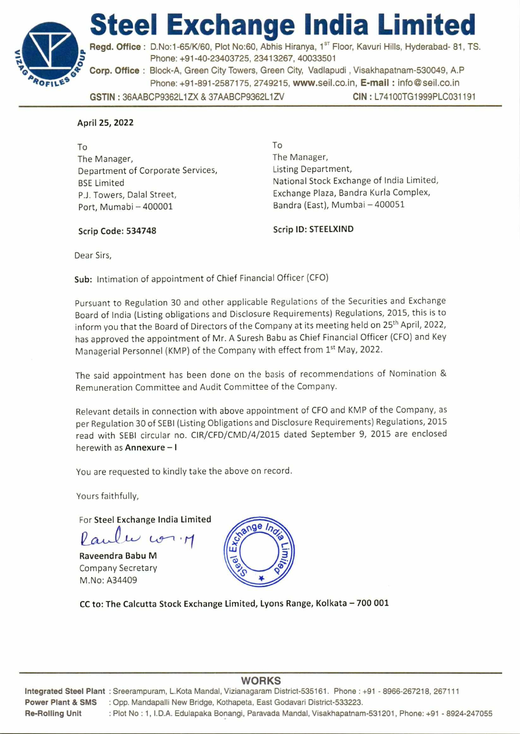# Steel Exchange India Limited

**Regd. Office :** D.No:1-65/K/60, Plot No:60, Abhis Hiranya, 1ST Floor, Kavuri Hills, Hyderabad- 81, TS. Phone: +91-40-23403725, 23413267, 40033501

**Corp. Office :** Block-A, Green City Towers, Green City, Vadlapudi , Visakhapatnam-530049, A.P Phone: +91-891-2587175, 2749215, **www.seil.co.in**, **E-mail :** info@seil.co.in

**GSTIN :** 36AABCP9362L1ZX & 37AABCP9362L1ZV **CIN :** L74100TG1999PLC031191

---

**April 25, 2022**

To
The Manager,
Department of Corporate Services,
BSE Limited
P.J. Towers, Dalal Street,
Port, Mumabi – 400001

**Scrip Code: 534748**

To
The Manager,
Listing Department,
National Stock Exchange of India Limited,
Exchange Plaza, Bandra Kurla Complex,
Bandra (East), Mumbai – 400051

**Scrip ID: STEELXIND**

Dear Sirs,

**Sub:** Intimation of appointment of Chief Financial Officer (CFO)

Pursuant to Regulation 30 and other applicable Regulations of the Securities and Exchange Board of India (Listing obligations and Disclosure Requirements) Regulations, 2015, this is to inform you that the Board of Directors of the Company at its meeting held on 25th April, 2022, has approved the appointment of Mr. A Suresh Babu as Chief Financial Officer (CFO) and Key Managerial Personnel (KMP) of the Company with effect from 1st May, 2022.

The said appointment has been done on the basis of recommendations of Nomination & Remuneration Committee and Audit Committee of the Company.

Relevant details in connection with above appointment of CFO and KMP of the Company, as per Regulation 30 of SEBI (Listing Obligations and Disclosure Requirements) Regulations, 2015 read with SEBI circular no. CIR/CFD/CMD/4/2015 dated September 9, 2015 are enclosed herewith as **Annexure – I**

You are requested to kindly take the above on record.

Yours faithfully,

For **Steel Exchange India Limited**

**Raveendra Babu M**
Company Secretary
M.No: A34409

**CC to: The Calcutta Stock Exchange Limited, Lyons Range, Kolkata – 700 001**

---

**WORKS**

**Integrated Steel Plant** : Sreerampuram, L.Kota Mandal, Vizianagaram District-535161. Phone : +91 - 8966-267218, 267111
**Power Plant & SMS** : Opp. Mandapalli New Bridge, Kothapeta, East Godavari District-533223.
**Re-Rolling Unit** : Plot No : 1, I.D.A. Edulapaka Bonangi, Paravada Mandal, Visakhapatnam-531201, Phone: +91 - 8924-247055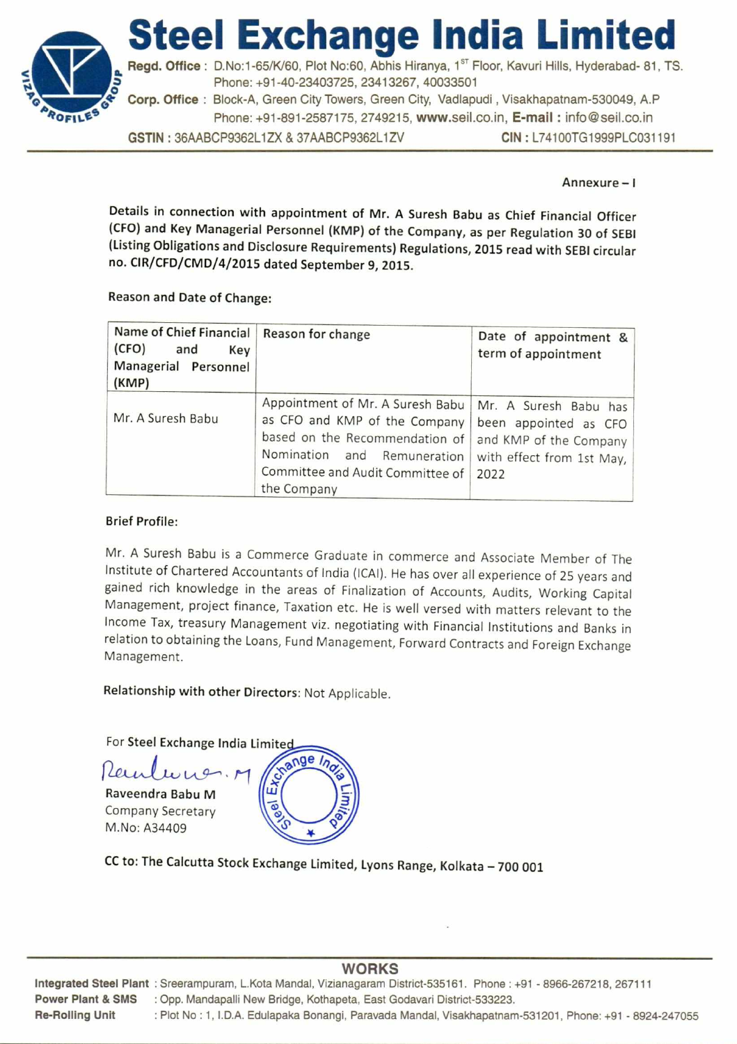# Steel Exchange India Limited

**Regd. Office :** D.No:1-65/K/60, Plot No:60, Abhis Hiranya, 1ST Floor, Kavuri Hills, Hyderabad- 81, TS.
Phone: +91-40-23403725, 23413267, 40033501

**Corp. Office :** Block-A, Green City Towers, Green City, Vadlapudi , Visakhapatnam-530049, A.P
Phone: +91-891-2587175, 2749215, www.seil.co.in, **E-mail :** info@seil.co.in

**GSTIN :** 36AABCP9362L1ZX & 37AABCP9362L1ZV **CIN :** L74100TG1999PLC031191

Annexure – I

**Details in connection with appointment of Mr. A Suresh Babu as Chief Financial Officer (CFO) and Key Managerial Personnel (KMP) of the Company, as per Regulation 30 of SEBI (Listing Obligations and Disclosure Requirements) Regulations, 2015 read with SEBI circular no. CIR/CFD/CMD/4/2015 dated September 9, 2015.**

**Reason and Date of Change:**

| Name of Chief Financial (CFO) and Key Managerial Personnel (KMP) | Reason for change | Date of appointment & term of appointment |
|---|---|---|
| Mr. A Suresh Babu | Appointment of Mr. A Suresh Babu as CFO and KMP of the Company based on the Recommendation of Nomination and Remuneration Committee and Audit Committee of the Company | Mr. A Suresh Babu has been appointed as CFO and KMP of the Company with effect from 1st May, 2022 |

**Brief Profile:**

Mr. A Suresh Babu is a Commerce Graduate in commerce and Associate Member of The Institute of Chartered Accountants of India (ICAI). He has over all experience of 25 years and gained rich knowledge in the areas of Finalization of Accounts, Audits, Working Capital Management, project finance, Taxation etc. He is well versed with matters relevant to the Income Tax, treasury Management viz. negotiating with Financial Institutions and Banks in relation to obtaining the Loans, Fund Management, Forward Contracts and Foreign Exchange Management.

**Relationship with other Directors**: Not Applicable.

For **Steel Exchange India Limited**

Raveendra Babu M
Company Secretary
M.No: A34409

**CC to: The Calcutta Stock Exchange Limited, Lyons Range, Kolkata – 700 001**

**WORKS**

**Integrated Steel Plant** : Sreerampuram, L.Kota Mandal, Vizianagaram District-535161. Phone : +91 - 8966-267218, 267111
**Power Plant & SMS** : Opp. Mandapalli New Bridge, Kothapeta, East Godavari District-533223.
**Re-Rolling Unit** : Plot No : 1, I.D.A. Edulapaka Bonangi, Paravada Mandal, Visakhapatnam-531201, Phone: +91 - 8924-247055